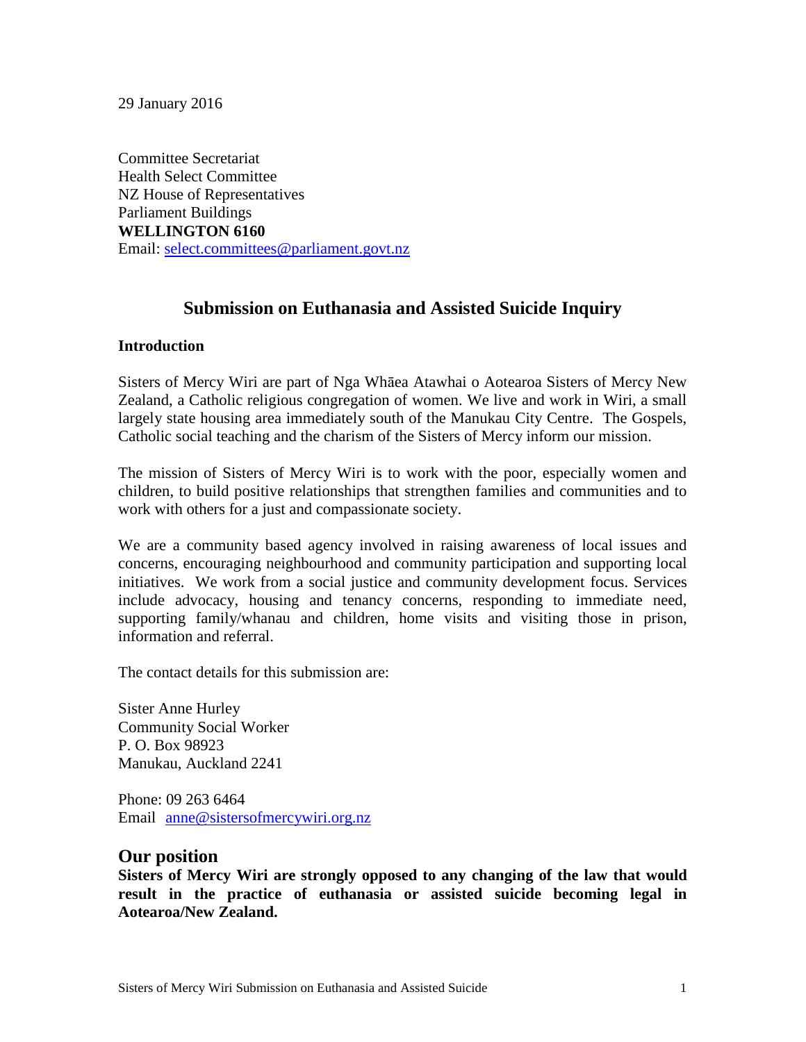29 January 2016

Committee Secretariat  
Health Select Committee  
NZ House of Representatives  
Parliament Buildings  
**WELLINGTON 6160**  
Email: select.committees@parliament.govt.nz

## Submission on Euthanasia and Assisted Suicide Inquiry

### Introduction

Sisters of Mercy Wiri are part of Nga Whāea Atawhai o Aotearoa Sisters of Mercy New Zealand, a Catholic religious congregation of women. We live and work in Wiri, a small largely state housing area immediately south of the Manukau City Centre. The Gospels, Catholic social teaching and the charism of the Sisters of Mercy inform our mission.

The mission of Sisters of Mercy Wiri is to work with the poor, especially women and children, to build positive relationships that strengthen families and communities and to work with others for a just and compassionate society.

We are a community based agency involved in raising awareness of local issues and concerns, encouraging neighbourhood and community participation and supporting local initiatives. We work from a social justice and community development focus. Services include advocacy, housing and tenancy concerns, responding to immediate need, supporting family/whanau and children, home visits and visiting those in prison, information and referral.

The contact details for this submission are:

Sister Anne Hurley  
Community Social Worker  
P. O. Box 98923  
Manukau, Auckland 2241

Phone: 09 263 6464  
Email anne@sistersofmercywiri.org.nz

## Our position

**Sisters of Mercy Wiri are strongly opposed to any changing of the law that would result in the practice of euthanasia or assisted suicide becoming legal in Aotearoa/New Zealand.**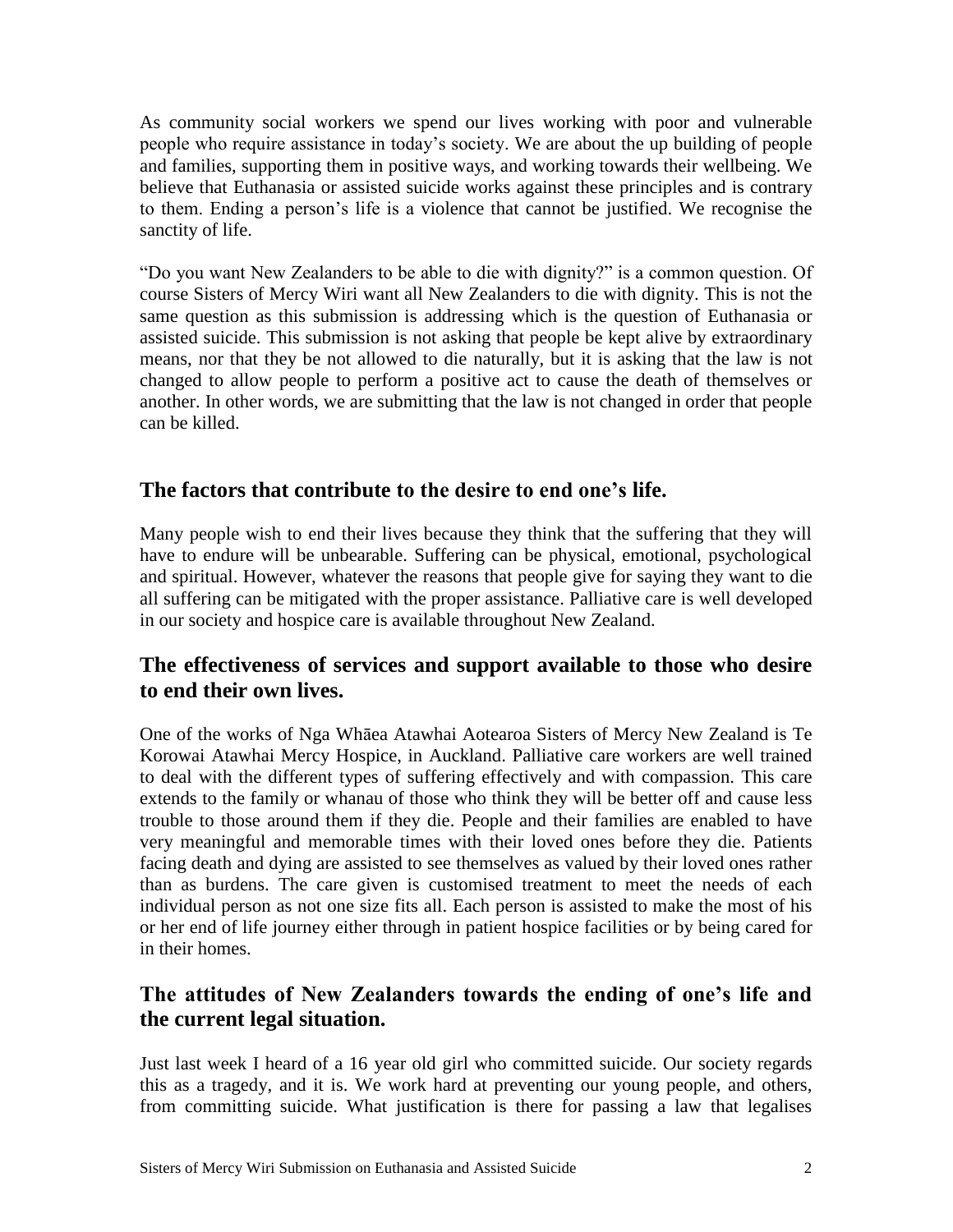As community social workers we spend our lives working with poor and vulnerable people who require assistance in today's society. We are about the up building of people and families, supporting them in positive ways, and working towards their wellbeing. We believe that Euthanasia or assisted suicide works against these principles and is contrary to them. Ending a person's life is a violence that cannot be justified. We recognise the sanctity of life.

"Do you want New Zealanders to be able to die with dignity?" is a common question. Of course Sisters of Mercy Wiri want all New Zealanders to die with dignity. This is not the same question as this submission is addressing which is the question of Euthanasia or assisted suicide. This submission is not asking that people be kept alive by extraordinary means, nor that they be not allowed to die naturally, but it is asking that the law is not changed to allow people to perform a positive act to cause the death of themselves or another. In other words, we are submitting that the law is not changed in order that people can be killed.

## The factors that contribute to the desire to end one's life.

Many people wish to end their lives because they think that the suffering that they will have to endure will be unbearable. Suffering can be physical, emotional, psychological and spiritual. However, whatever the reasons that people give for saying they want to die all suffering can be mitigated with the proper assistance. Palliative care is well developed in our society and hospice care is available throughout New Zealand.

## The effectiveness of services and support available to those who desire to end their own lives.

One of the works of Nga Whāea Atawhai Aotearoa Sisters of Mercy New Zealand is Te Korowai Atawhai Mercy Hospice, in Auckland. Palliative care workers are well trained to deal with the different types of suffering effectively and with compassion. This care extends to the family or whanau of those who think they will be better off and cause less trouble to those around them if they die. People and their families are enabled to have very meaningful and memorable times with their loved ones before they die. Patients facing death and dying are assisted to see themselves as valued by their loved ones rather than as burdens. The care given is customised treatment to meet the needs of each individual person as not one size fits all. Each person is assisted to make the most of his or her end of life journey either through in patient hospice facilities or by being cared for in their homes.

## The attitudes of New Zealanders towards the ending of one's life and the current legal situation.

Just last week I heard of a 16 year old girl who committed suicide. Our society regards this as a tragedy, and it is. We work hard at preventing our young people, and others, from committing suicide. What justification is there for passing a law that legalises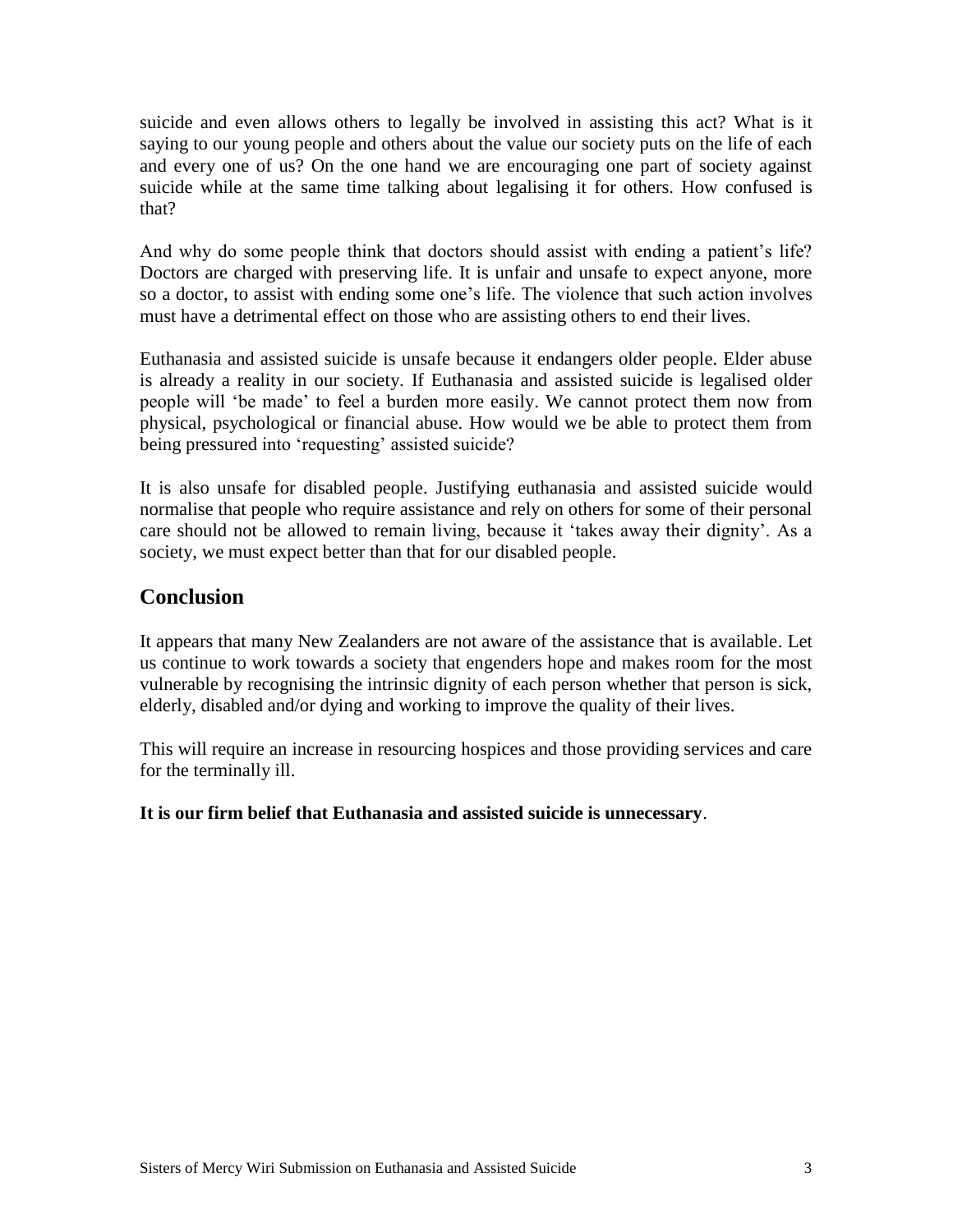suicide and even allows others to legally be involved in assisting this act? What is it saying to our young people and others about the value our society puts on the life of each and every one of us? On the one hand we are encouraging one part of society against suicide while at the same time talking about legalising it for others. How confused is that?

And why do some people think that doctors should assist with ending a patient's life? Doctors are charged with preserving life. It is unfair and unsafe to expect anyone, more so a doctor, to assist with ending some one's life. The violence that such action involves must have a detrimental effect on those who are assisting others to end their lives.

Euthanasia and assisted suicide is unsafe because it endangers older people. Elder abuse is already a reality in our society. If Euthanasia and assisted suicide is legalised older people will 'be made' to feel a burden more easily. We cannot protect them now from physical, psychological or financial abuse. How would we be able to protect them from being pressured into 'requesting' assisted suicide?

It is also unsafe for disabled people. Justifying euthanasia and assisted suicide would normalise that people who require assistance and rely on others for some of their personal care should not be allowed to remain living, because it 'takes away their dignity'. As a society, we must expect better than that for our disabled people.

## Conclusion

It appears that many New Zealanders are not aware of the assistance that is available. Let us continue to work towards a society that engenders hope and makes room for the most vulnerable by recognising the intrinsic dignity of each person whether that person is sick, elderly, disabled and/or dying and working to improve the quality of their lives.

This will require an increase in resourcing hospices and those providing services and care for the terminally ill.

**It is our firm belief that Euthanasia and assisted suicide is unnecessary**.